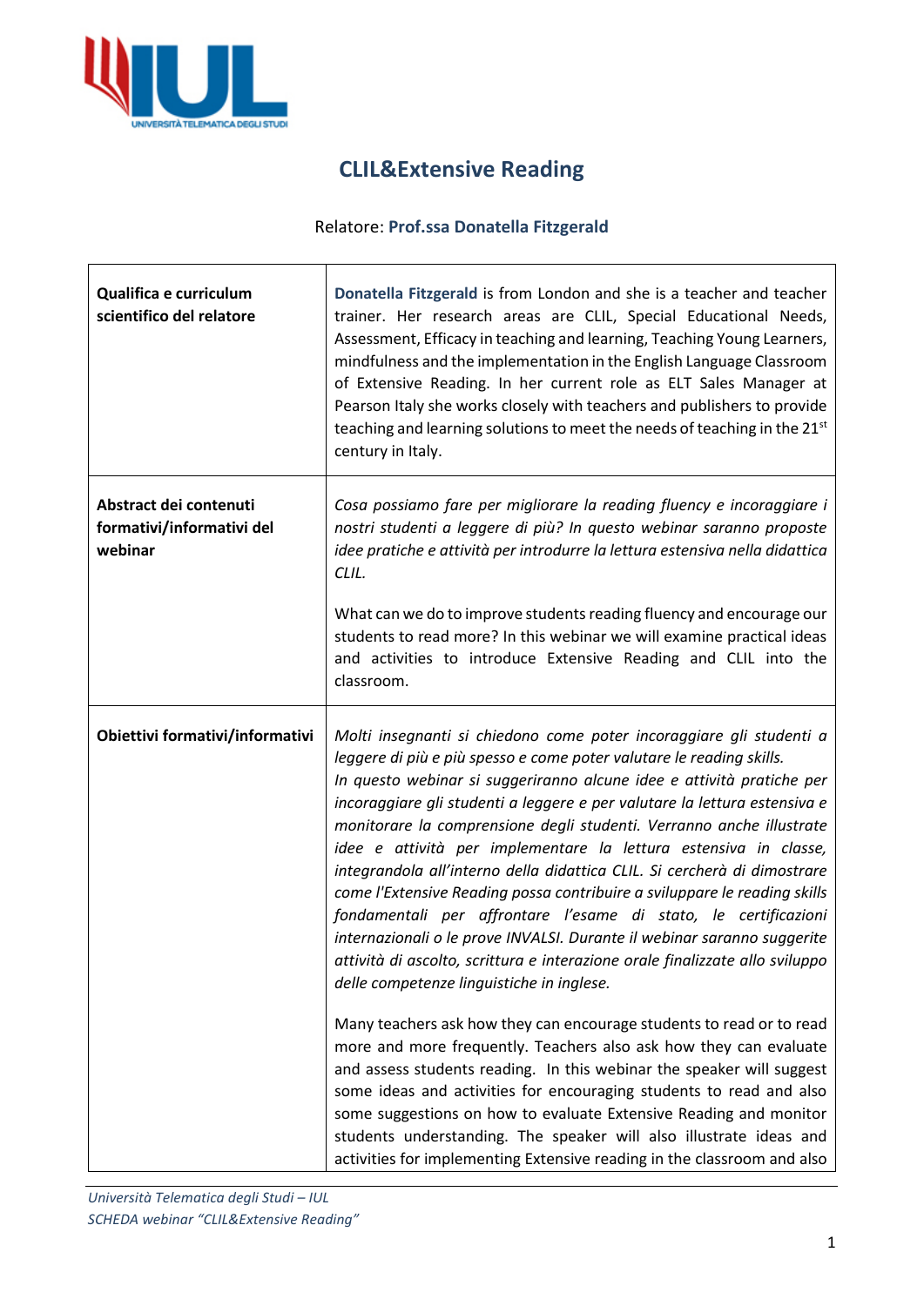# CLIL&Extensive Reading

Relatore: **Prof.ssa Donatella Fitzgerald**

| | |
|---|---|
| **Qualifica e curriculum scientifico del relatore** | **Donatella Fitzgerald** is from London and she is a teacher and teacher trainer. Her research areas are CLIL, Special Educational Needs, Assessment, Efficacy in teaching and learning, Teaching Young Learners, mindfulness and the implementation in the English Language Classroom of Extensive Reading. In her current role as ELT Sales Manager at Pearson Italy she works closely with teachers and publishers to provide teaching and learning solutions to meet the needs of teaching in the 21st century in Italy. |
| **Abstract dei contenuti formativi/informativi del webinar** | *Cosa possiamo fare per migliorare la reading fluency e incoraggiare i nostri studenti a leggere di più? In questo webinar saranno proposte idee pratiche e attività per introdurre la lettura estensiva nella didattica CLIL.*<br><br>What can we do to improve students reading fluency and encourage our students to read more? In this webinar we will examine practical ideas and activities to introduce Extensive Reading and CLIL into the classroom. |
| **Obiettivi formativi/informativi** | *Molti insegnanti si chiedono come poter incoraggiare gli studenti a leggere di più e più spesso e come poter valutare le reading skills. In questo webinar si suggeriranno alcune idee e attività pratiche per incoraggiare gli studenti a leggere e per valutare la lettura estensiva e monitorare la comprensione degli studenti. Verranno anche illustrate idee e attività per implementare la lettura estensiva in classe, integrandola all'interno della didattica CLIL. Si cercherà di dimostrare come l'Extensive Reading possa contribuire a sviluppare le reading skills fondamentali per affrontare l'esame di stato, le certificazioni internazionali o le prove INVALSI. Durante il webinar saranno suggerite attività di ascolto, scrittura e interazione orale finalizzate allo sviluppo delle competenze linguistiche in inglese.*<br><br>Many teachers ask how they can encourage students to read or to read more and more frequently. Teachers also ask how they can evaluate and assess students reading. In this webinar the speaker will suggest some ideas and activities for encouraging students to read and also some suggestions on how to evaluate Extensive Reading and monitor students understanding. The speaker will also illustrate ideas and activities for implementing Extensive reading in the classroom and also |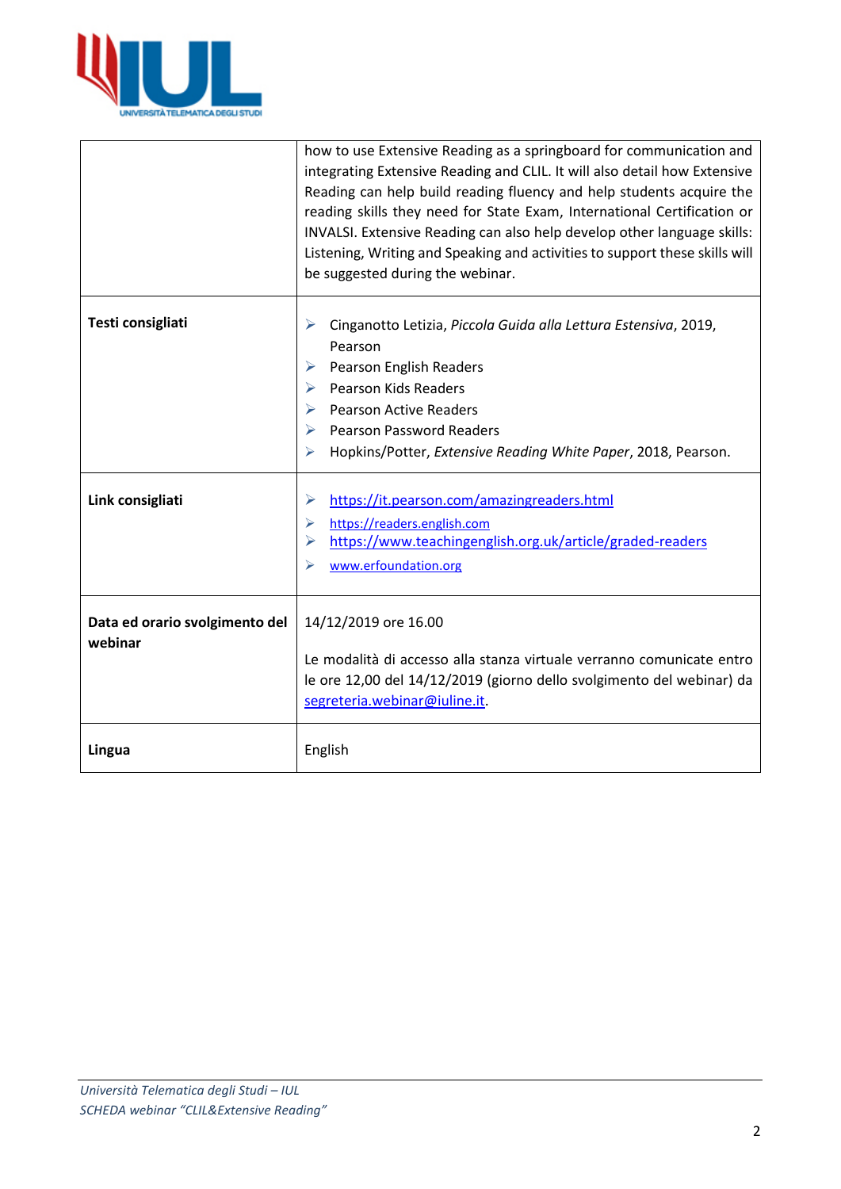| | |
|---|---|
| | how to use Extensive Reading as a springboard for communication and integrating Extensive Reading and CLIL. It will also detail how Extensive Reading can help build reading fluency and help students acquire the reading skills they need for State Exam, International Certification or INVALSI. Extensive Reading can also help develop other language skills: Listening, Writing and Speaking and activities to support these skills will be suggested during the webinar. |
| **Testi consigliati** | ➢ Cinganotto Letizia, *Piccola Guida alla Lettura Estensiva*, 2019, Pearson<br>➢ Pearson English Readers<br>➢ Pearson Kids Readers<br>➢ Pearson Active Readers<br>➢ Pearson Password Readers<br>➢ Hopkins/Potter, *Extensive Reading White Paper*, 2018, Pearson. |
| **Link consigliati** | ➢ https://it.pearson.com/amazingreaders.html<br>➢ https://readers.english.com<br>➢ https://www.teachingenglish.org.uk/article/graded-readers<br>➢ www.erfoundation.org |
| **Data ed orario svolgimento del webinar** | 14/12/2019 ore 16.00<br><br>Le modalità di accesso alla stanza virtuale verranno comunicate entro le ore 12,00 del 14/12/2019 (giorno dello svolgimento del webinar) da segreteria.webinar@iuline.it. |
| **Lingua** | English |